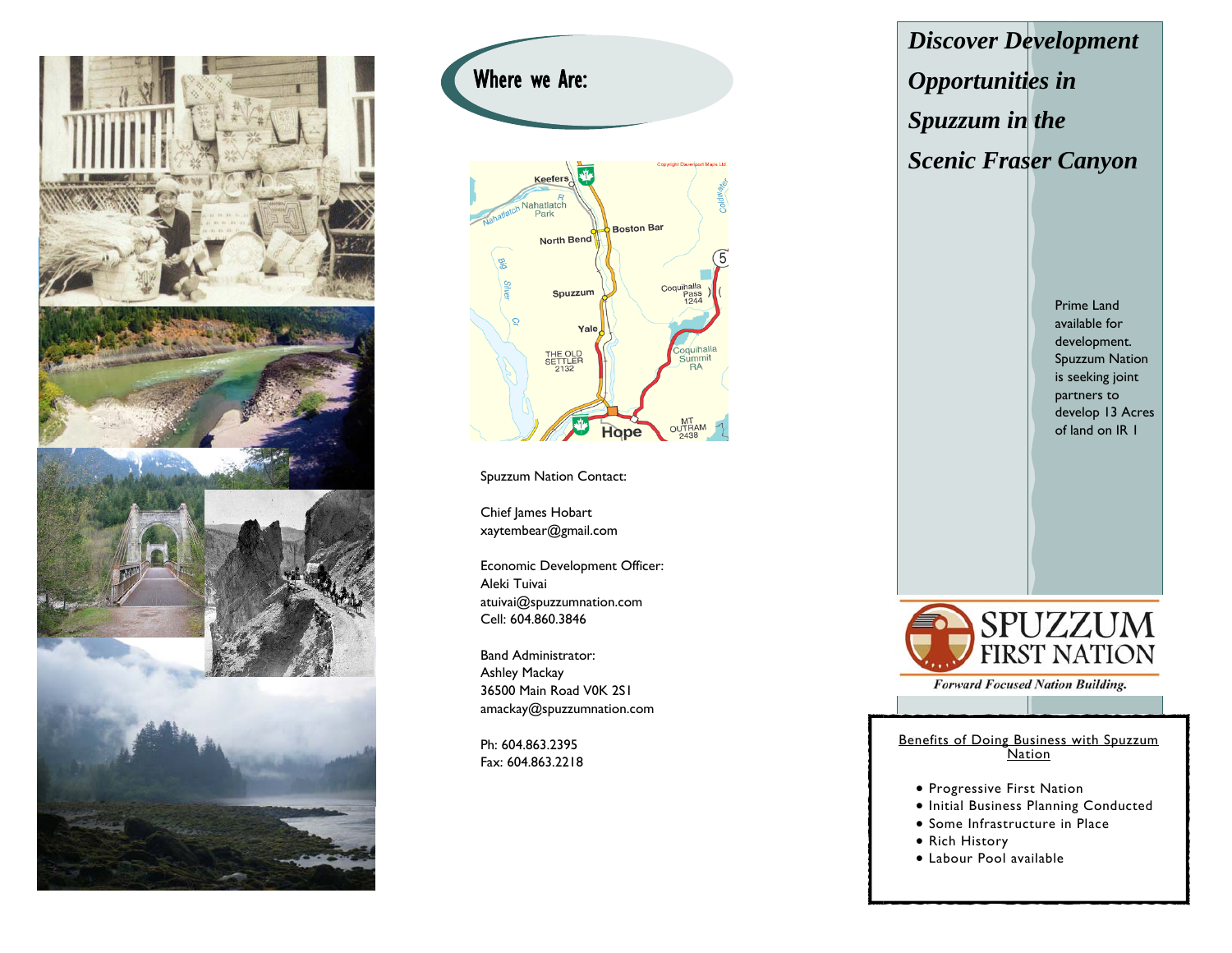## Where we Are:

Spuzzum Nation Contact:

Chief James Hobart
xaytembear@gmail.com

Economic Development Officer:
Aleki Tuivai
atuivai@spuzzumnation.com
Cell: 604.860.3846

Band Administrator:
Ashley Mackay
36500 Main Road V0K 2S1
amackay@spuzzumnation.com

Ph: 604.863.2395
Fax: 604.863.2218

# *Discover Development Opportunities in Spuzzum in the Scenic Fraser Canyon*

Prime Land available for development. Spuzzum Nation is seeking joint partners to develop 13 Acres of land on IR 1

SPUZZUM FIRST NATION

*Forward Focused Nation Building.*

Benefits of Doing Business with Spuzzum Nation

- Progressive First Nation
- Initial Business Planning Conducted
- Some Infrastructure in Place
- Rich History
- Labour Pool available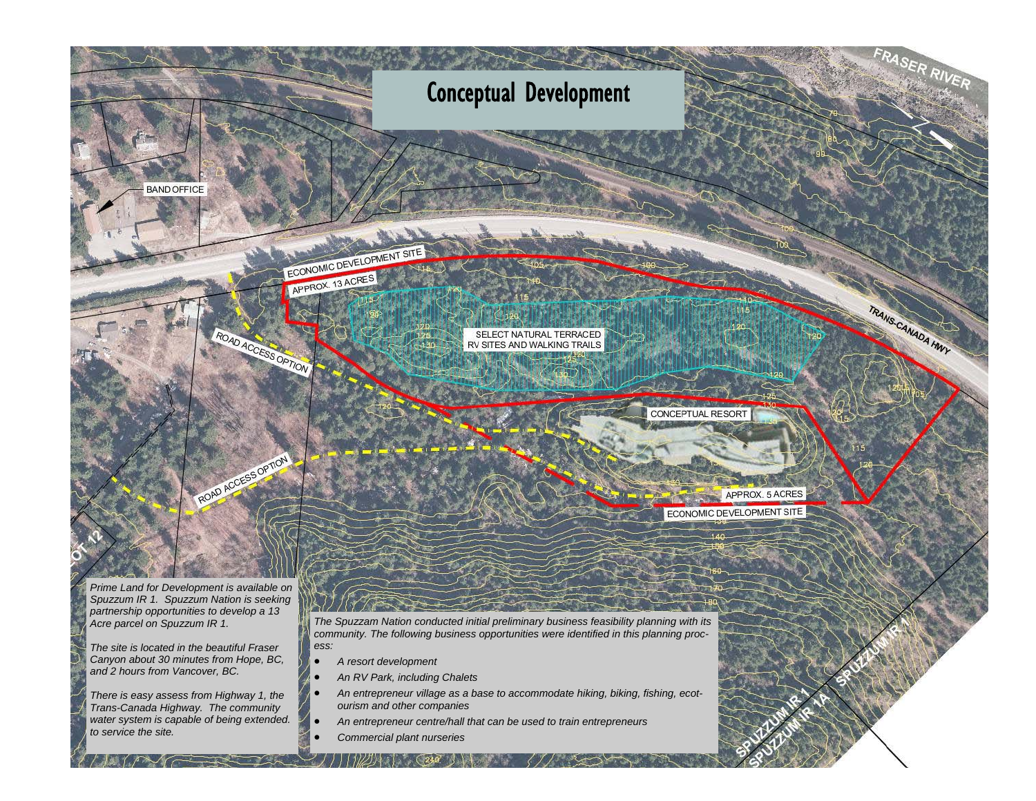# Conceptual Development

FRASER RIVER

BAND OFFICE

ECONOMIC DEVELOPMENT SITE

APPROX. 13 ACRES

SELECT NATURAL TERRACED RV SITES AND WALKING TRAILS

TRANS-CANADA HWY

ROAD ACCESS OPTION

CONCEPTUAL RESORT

ROAD ACCESS OPTION

APPROX. 5 ACRES

ECONOMIC DEVELOPMENT SITE

LOT 12

SPUZZUM IR 1

SPUZZUM IR 1A

SPUZZUM IR 1

*Prime Land for Development is available on Spuzzum IR 1. Spuzzum Nation is seeking partnership opportunities to develop a 13 Acre parcel on Spuzzum IR 1.*

*The site is located in the beautiful Fraser Canyon about 30 minutes from Hope, BC, and 2 hours from Vancouver, BC.*

*There is easy assess from Highway 1, the Trans-Canada Highway. The community water system is capable of being extended. to service the site.*

*The Spuzzam Nation conducted initial preliminary business feasibility planning with its community. The following business opportunities were identified in this planning process:*

- *A resort development*
- *An RV Park, including Chalets*
- *An entrepreneur village as a base to accommodate hiking, biking, fishing, ecotourism and other companies*
- *An entrepreneur centre/hall that can be used to train entrepreneurs*
- *Commercial plant nurseries*